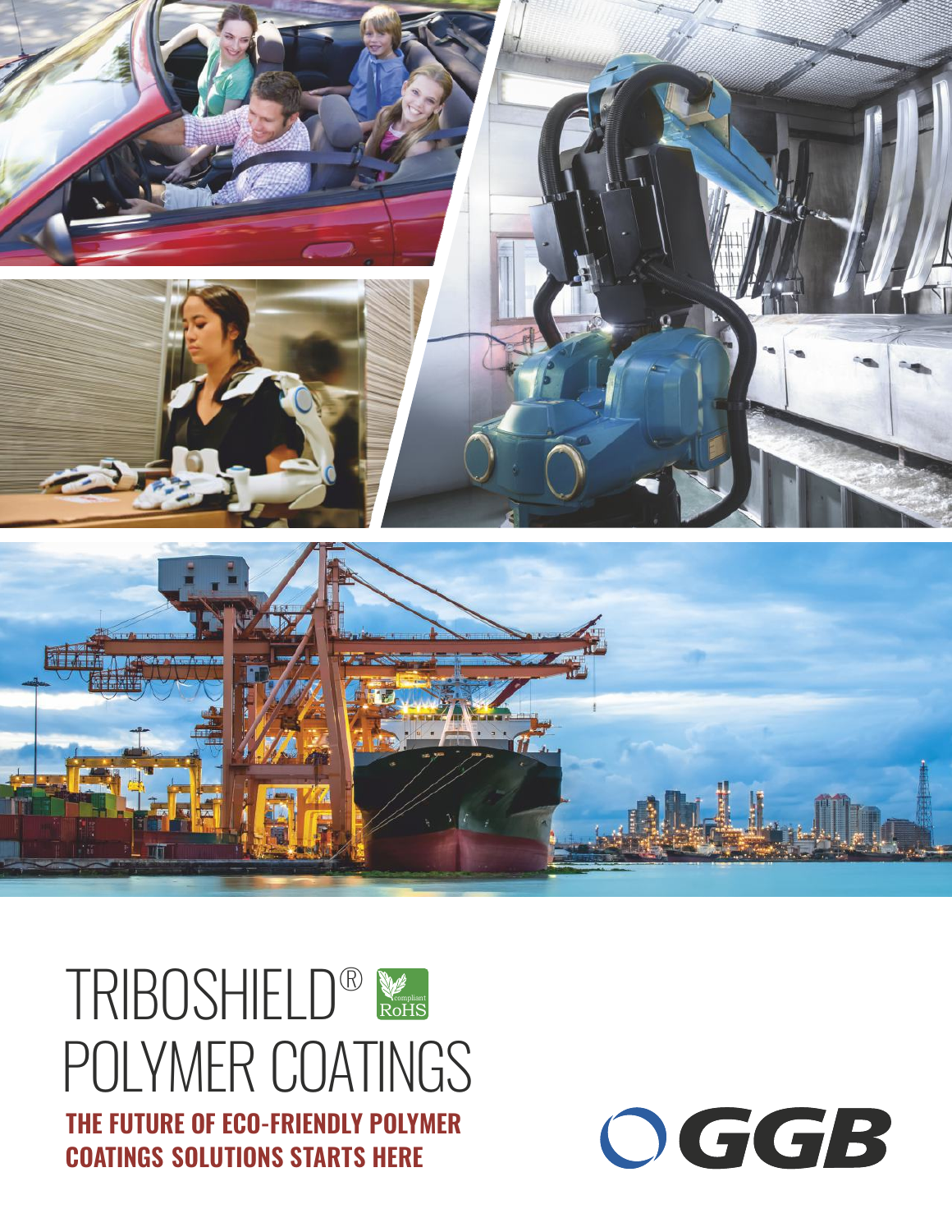# TRIBOSHIELD® POLYMER COATINGS

compliant RoHS

**THE FUTURE OF ECO-FRIENDLY POLYMER COATINGS SOLUTIONS STARTS HERE**

GGB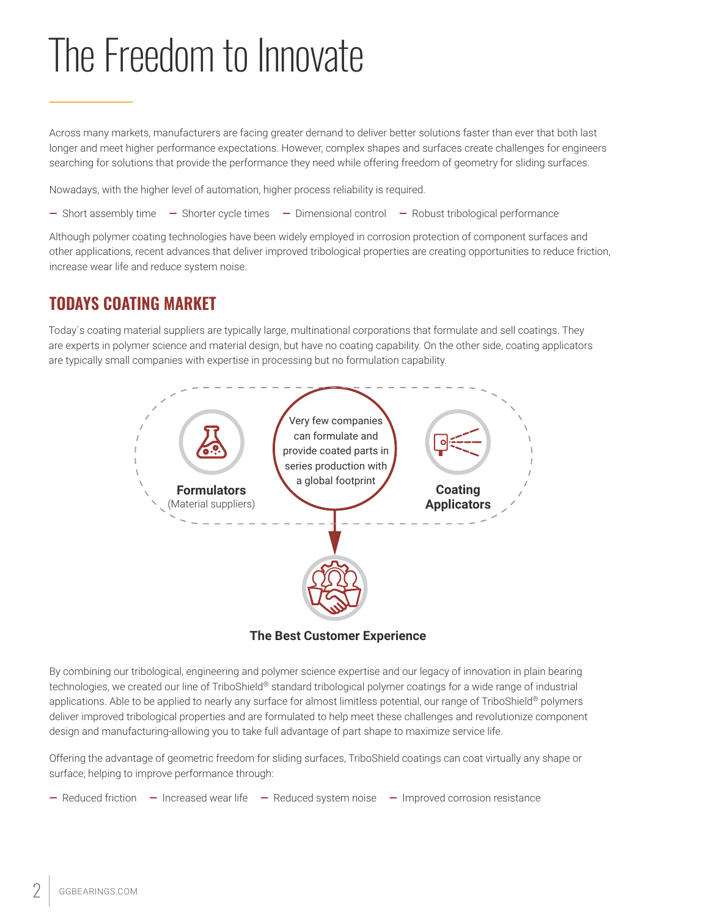# The Freedom to Innovate

Across many markets, manufacturers are facing greater demand to deliver better solutions faster than ever that both last longer and meet higher performance expectations. However, complex shapes and surfaces create challenges for engineers searching for solutions that provide the performance they need while offering freedom of geometry for sliding surfaces.

Nowadays, with the higher level of automation, higher process reliability is required.

- Short assembly time
- Shorter cycle times
- Dimensional control
- Robust tribological performance

Although polymer coating technologies have been widely employed in corrosion protection of component surfaces and other applications, recent advances that deliver improved tribological properties are creating opportunities to reduce friction, increase wear life and reduce system noise.

## TODAYS COATING MARKET

Today´s coating material suppliers are typically large, multinational corporations that formulate and sell coatings. They are experts in polymer science and material design, but have no coating capability. On the other side, coating applicators are typically small companies with expertise in processing but no formulation capability.

**Formulators** (Material suppliers)

Very few companies can formulate and provide coated parts in series production with a global footprint

**Coating Applicators**

**The Best Customer Experience**

By combining our tribological, engineering and polymer science expertise and our legacy of innovation in plain bearing technologies, we created our line of TriboShield® standard tribological polymer coatings for a wide range of industrial applications. Able to be applied to nearly any surface for almost limitless potential, our range of TriboShield® polymers deliver improved tribological properties and are formulated to help meet these challenges and revolutionize component design and manufacturing-allowing you to take full advantage of part shape to maximize service life.

Offering the advantage of geometric freedom for sliding surfaces, TriboShield coatings can coat virtually any shape or surface; helping to improve performance through:

- Reduced friction
- Increased wear life
- Reduced system noise
- Improved corrosion resistance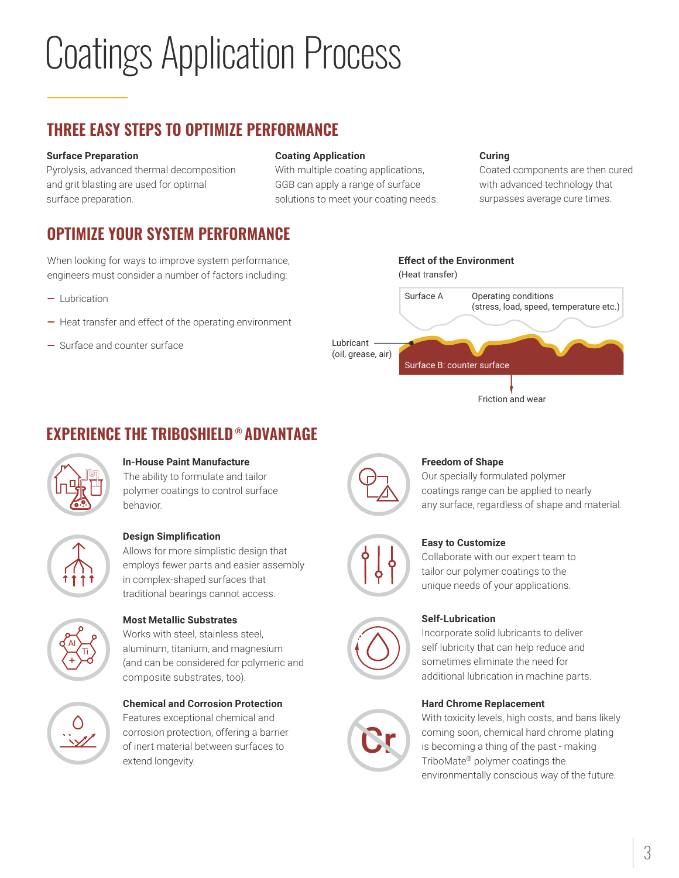# Coatings Application Process

## THREE EASY STEPS TO OPTIMIZE PERFORMANCE

**Surface Preparation**
Pyrolysis, advanced thermal decomposition and grit blasting are used for optimal surface preparation.

**Coating Application**
With multiple coating applications, GGB can apply a range of surface solutions to meet your coating needs.

**Curing**
Coated components are then cured with advanced technology that surpasses average cure times.

## OPTIMIZE YOUR SYSTEM PERFORMANCE

When looking for ways to improve system performance, engineers must consider a number of factors including:

- Lubrication
- Heat transfer and effect of the operating environment
- Surface and counter surface

**Effect of the Environment**
(Heat transfer)

Surface A — Operating conditions (stress, load, speed, temperature etc.)

Lubricant (oil, grease, air)

Surface B: counter surface

Friction and wear

## EXPERIENCE THE TRIBOSHIELD® ADVANTAGE

**In-House Paint Manufacture**
The ability to formulate and tailor polymer coatings to control surface behavior.

**Design Simplification**
Allows for more simplistic design that employs fewer parts and easier assembly in complex-shaped surfaces that traditional bearings cannot access.

**Most Metallic Substrates**
Works with steel, stainless steel, aluminum, titanium, and magnesium (and can be considered for polymeric and composite substrates, too).

**Chemical and Corrosion Protection**
Features exceptional chemical and corrosion protection, offering a barrier of inert material between surfaces to extend longevity.

**Freedom of Shape**
Our specially formulated polymer coatings range can be applied to nearly any surface, regardless of shape and material.

**Easy to Customize**
Collaborate with our expert team to tailor our polymer coatings to the unique needs of your applications.

**Self-Lubrication**
Incorporate solid lubricants to deliver self lubricity that can help reduce and sometimes eliminate the need for additional lubrication in machine parts.

**Hard Chrome Replacement**
With toxicity levels, high costs, and bans likely coming soon, chemical hard chrome plating is becoming a thing of the past - making TriboMate® polymer coatings the environmentally conscious way of the future.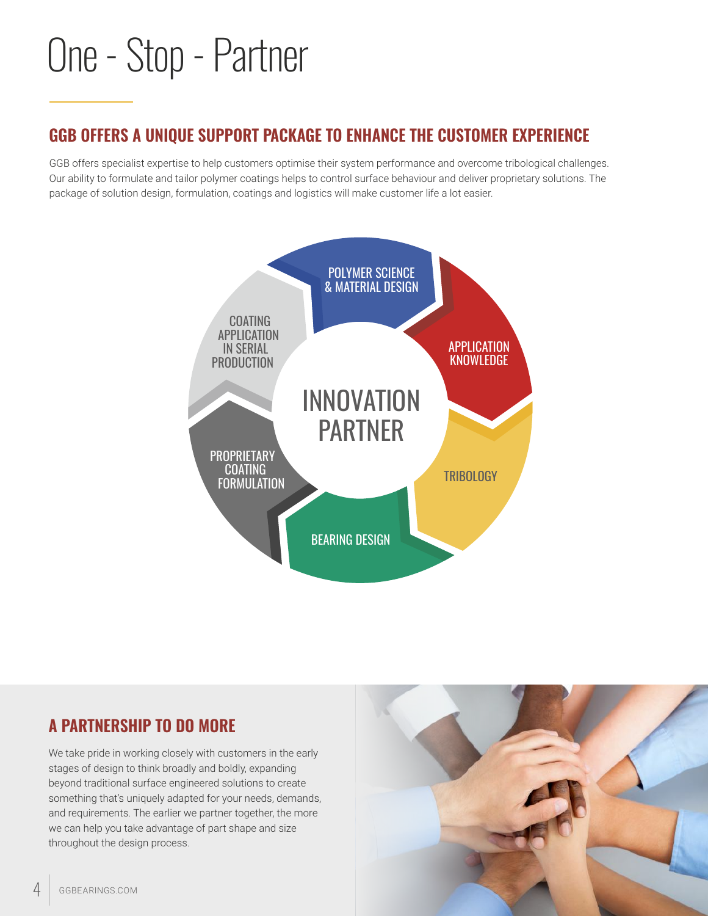# One - Stop - Partner

## GGB OFFERS A UNIQUE SUPPORT PACKAGE TO ENHANCE THE CUSTOMER EXPERIENCE

GGB offers specialist expertise to help customers optimise their system performance and overcome tribological challenges. Our ability to formulate and tailor polymer coatings helps to control surface behaviour and deliver proprietary solutions. The package of solution design, formulation, coatings and logistics will make customer life a lot easier.

INNOVATION PARTNER

- POLYMER SCIENCE & MATERIAL DESIGN
- APPLICATION KNOWLEDGE
- TRIBOLOGY
- BEARING DESIGN
- PROPRIETARY COATING FORMULATION
- COATING APPLICATION IN SERIAL PRODUCTION

## A PARTNERSHIP TO DO MORE

We take pride in working closely with customers in the early stages of design to think broadly and boldly, expanding beyond traditional surface engineered solutions to create something that's uniquely adapted for your needs, demands, and requirements. The earlier we partner together, the more we can help you take advantage of part shape and size throughout the design process.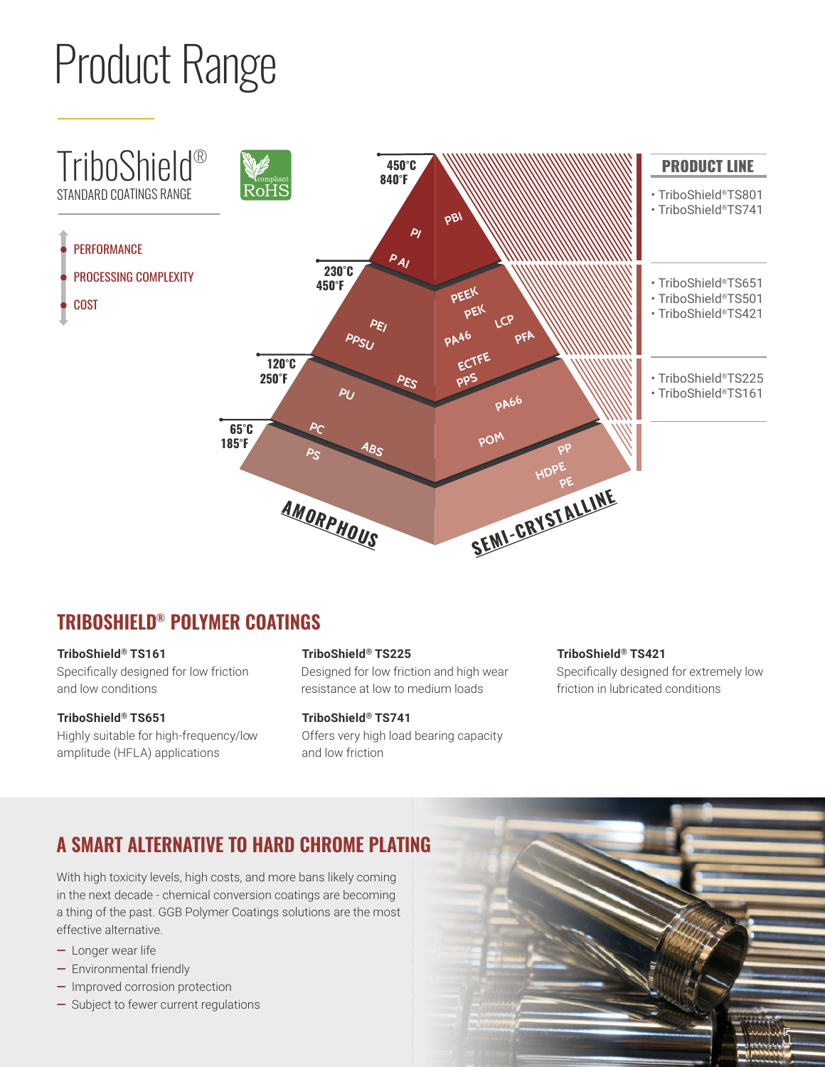# Product Range

## TriboShield®

STANDARD COATINGS RANGE

- PERFORMANCE
- PROCESSING COMPLEXITY
- COST

compliant RoHS

450°C 840°F — PBI, PI, PAI

230°C 450°F — PEI, PPSU, PES, PEEK, PEK, LCP, PA46, PFA, ECTFE, PPS

120°C 250°F — PU, PC, ABS, PA66, POM

65°C 185°F — PS, PP, HDPE, PE

AMORPHOUS — SEMI-CRYSTALLINE

**PRODUCT LINE**

- TriboShield® TS801
- TriboShield® TS741

- TriboShield® TS651
- TriboShield® TS501
- TriboShield® TS421

- TriboShield® TS225
- TriboShield® TS161

## TRIBOSHIELD® POLYMER COATINGS

**TriboShield® TS161**
Specifically designed for low friction and low conditions

**TriboShield® TS651**
Highly suitable for high-frequency/low amplitude (HFLA) applications

**TriboShield® TS225**
Designed for low friction and high wear resistance at low to medium loads

**TriboShield® TS741**
Offers very high load bearing capacity and low friction

**TriboShield® TS421**
Specifically designed for extremely low friction in lubricated conditions

## A SMART ALTERNATIVE TO HARD CHROME PLATING

With high toxicity levels, high costs, and more bans likely coming in the next decade - chemical conversion coatings are becoming a thing of the past. GGB Polymer Coatings solutions are the most effective alternative.

- Longer wear life
- Environmental friendly
- Improved corrosion protection
- Subject to fewer current regulations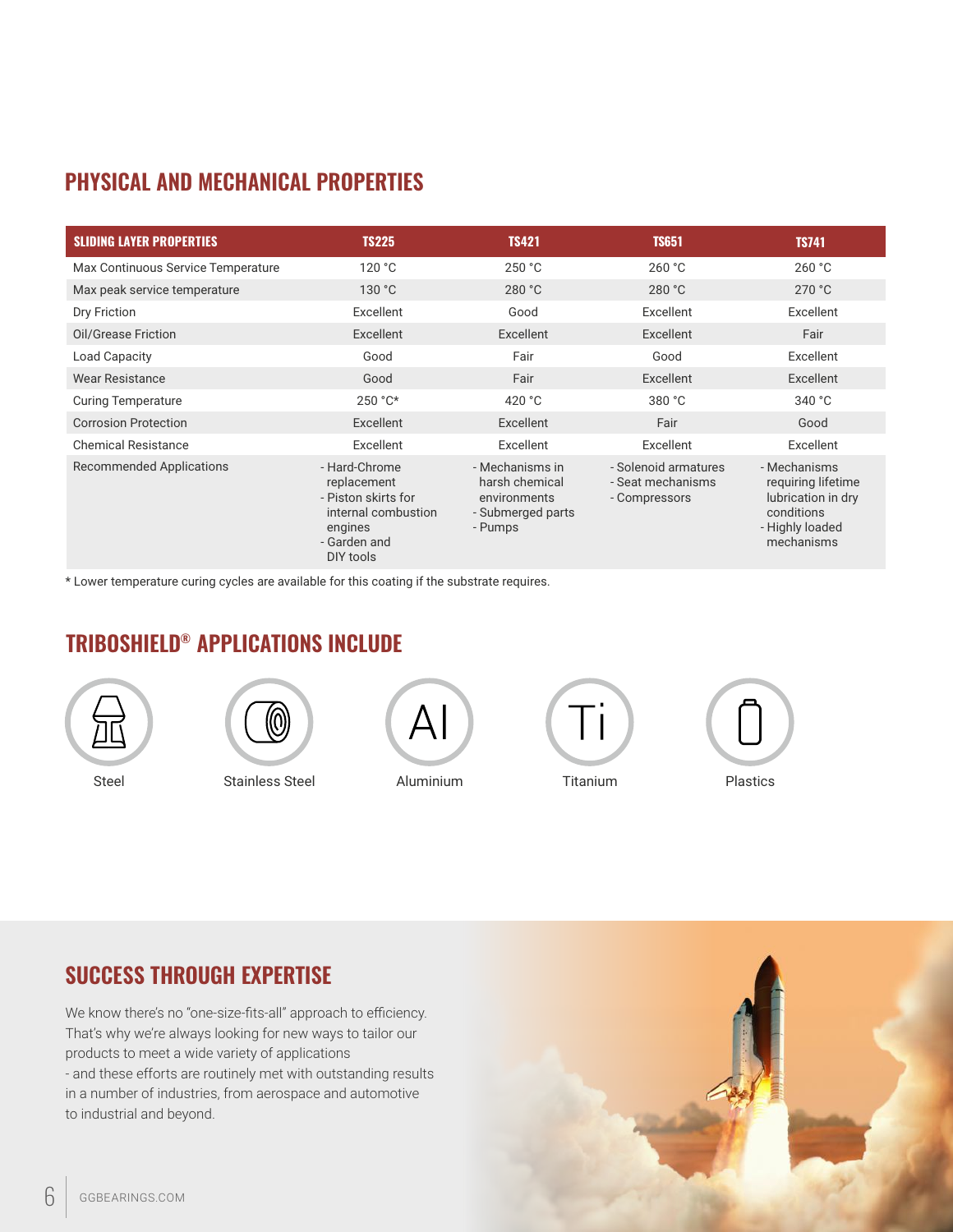## PHYSICAL AND MECHANICAL PROPERTIES

| SLIDING LAYER PROPERTIES | TS225 | TS421 | TS651 | TS741 |
|---|---|---|---|---|
| Max Continuous Service Temperature | 120 °C | 250 °C | 260 °C | 260 °C |
| Max peak service temperature | 130 °C | 280 °C | 280 °C | 270 °C |
| Dry Friction | Excellent | Good | Excellent | Excellent |
| Oil/Grease Friction | Excellent | Excellent | Excellent | Fair |
| Load Capacity | Good | Fair | Good | Excellent |
| Wear Resistance | Good | Fair | Excellent | Excellent |
| Curing Temperature | 250 °C* | 420 °C | 380 °C | 340 °C |
| Corrosion Protection | Excellent | Excellent | Fair | Good |
| Chemical Resistance | Excellent | Excellent | Excellent | Excellent |
| Recommended Applications | - Hard-Chrome replacement<br>- Piston skirts for internal combustion engines<br>- Garden and DIY tools | - Mechanisms in harsh chemical environments<br>- Submerged parts<br>- Pumps | - Solenoid armatures<br>- Seat mechanisms<br>- Compressors | - Mechanisms requiring lifetime lubrication in dry conditions<br>- Highly loaded mechanisms |

* Lower temperature curing cycles are available for this coating if the substrate requires.

## TRIBOSHIELD® APPLICATIONS INCLUDE

Steel

Stainless Steel

Aluminium

Titanium

Plastics

## SUCCESS THROUGH EXPERTISE

We know there's no "one-size-fits-all" approach to efficiency. That's why we're always looking for new ways to tailor our products to meet a wide variety of applications - and these efforts are routinely met with outstanding results in a number of industries, from aerospace and automotive to industrial and beyond.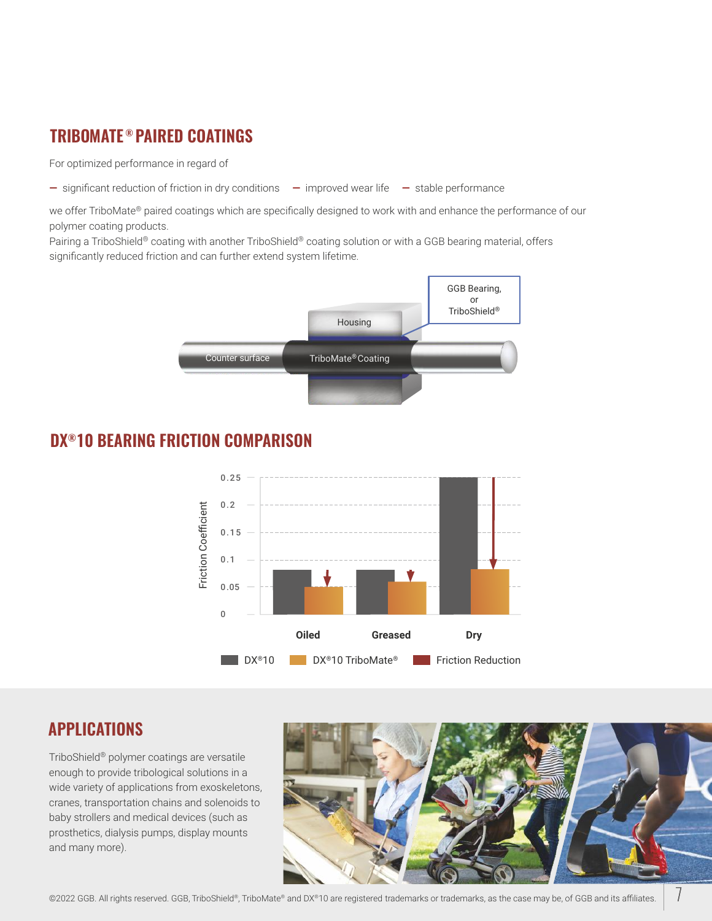## TRIBOMATE® PAIRED COATINGS

For optimized performance in regard of

- significant reduction of friction in dry conditions
- improved wear life
- stable performance

we offer TriboMate® paired coatings which are specifically designed to work with and enhance the performance of our polymer coating products.
Pairing a TriboShield® coating with another TriboShield® coating solution or with a GGB bearing material, offers significantly reduced friction and can further extend system lifetime.

GGB Bearing, or TriboShield®

Housing

Counter surface

TriboMate® Coating

## DX®10 BEARING FRICTION COMPARISON

Friction Coefficient

0.25, 0.2, 0.15, 0.1, 0.05, 0

Oiled | Greased | Dry

DX®10 | DX®10 TriboMate® | Friction Reduction

## APPLICATIONS

TriboShield® polymer coatings are versatile enough to provide tribological solutions in a wide variety of applications from exoskeletons, cranes, transportation chains and solenoids to baby strollers and medical devices (such as prosthetics, dialysis pumps, display mounts and many more).

©2022 GGB. All rights reserved. GGB, TriboShield®, TriboMate® and DX®10 are registered trademarks or trademarks, as the case may be, of GGB and its affiliates.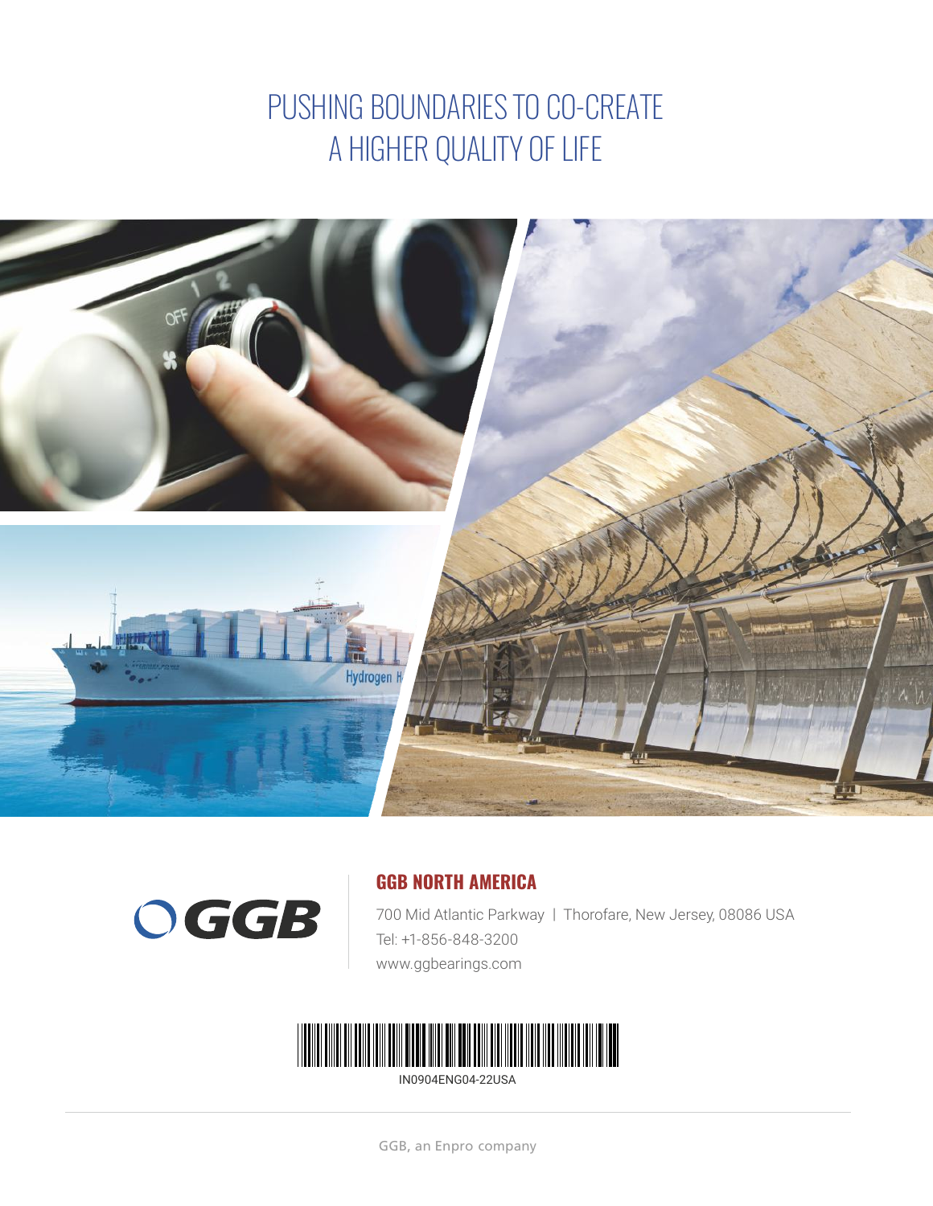# PUSHING BOUNDARIES TO CO-CREATE A HIGHER QUALITY OF LIFE

GGB

## GGB NORTH AMERICA

700 Mid Atlantic Parkway | Thorofare, New Jersey, 08086 USA
Tel: +1-856-848-3200
www.ggbearings.com

IN0904ENG04-22USA

GGB, an Enpro company